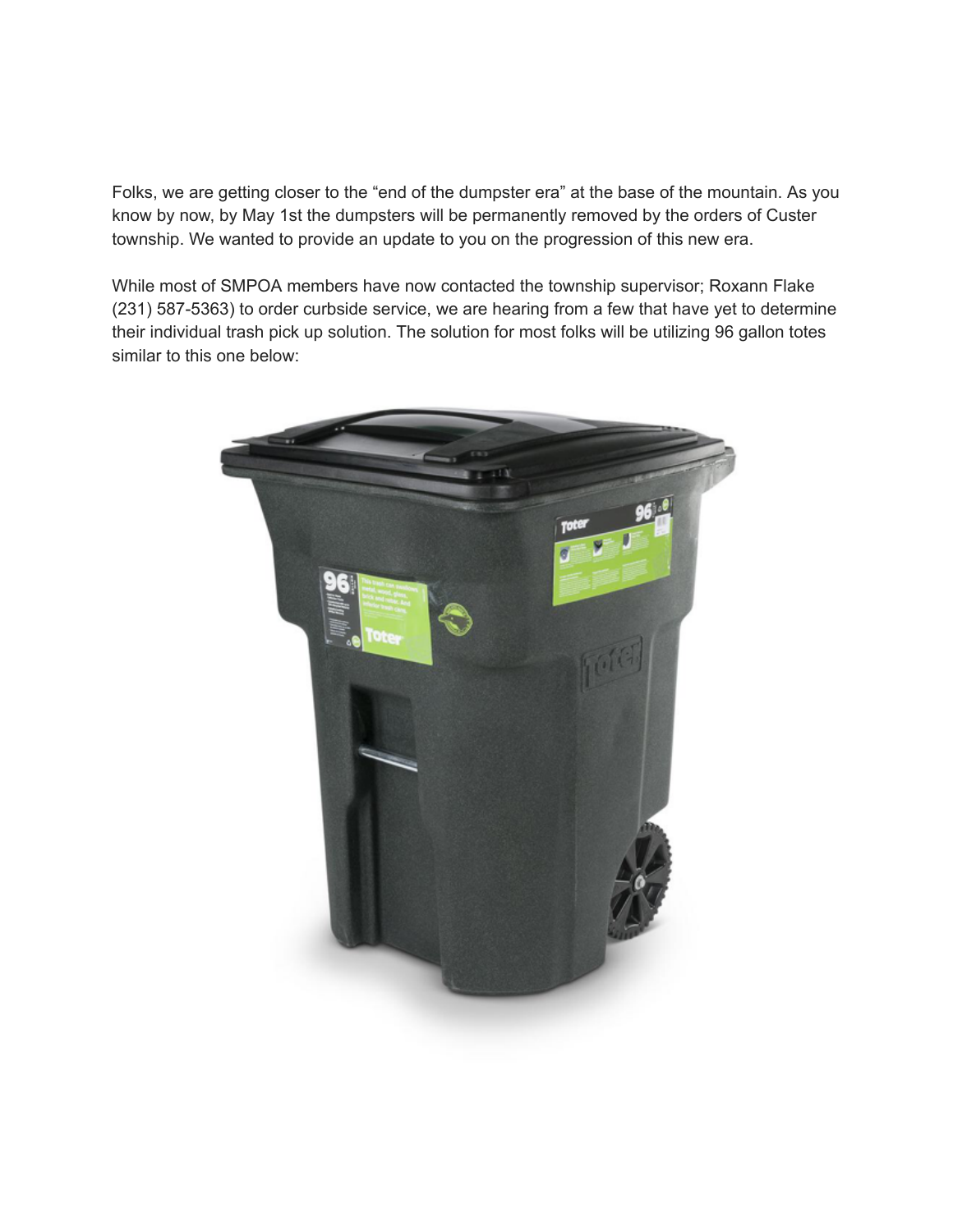Folks, we are getting closer to the “end of the dumpster era” at the base of the mountain. As you know by now, by May 1st the dumpsters will be permanently removed by the orders of Custer township. We wanted to provide an update to you on the progression of this new era.

While most of SMPOA members have now contacted the township supervisor; Roxann Flake (231) 587-5363) to order curbside service, we are hearing from a few that have yet to determine their individual trash pick up solution. The solution for most folks will be utilizing 96 gallon totes similar to this one below: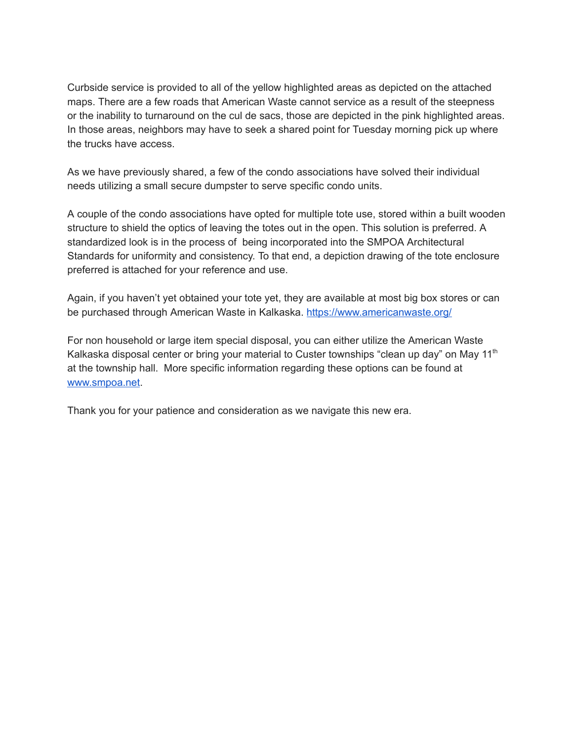Curbside service is provided to all of the yellow highlighted areas as depicted on the attached maps. There are a few roads that American Waste cannot service as a result of the steepness or the inability to turnaround on the cul de sacs, those are depicted in the pink highlighted areas. In those areas, neighbors may have to seek a shared point for Tuesday morning pick up where the trucks have access.

As we have previously shared, a few of the condo associations have solved their individual needs utilizing a small secure dumpster to serve specific condo units.

A couple of the condo associations have opted for multiple tote use, stored within a built wooden structure to shield the optics of leaving the totes out in the open. This solution is preferred. A standardized look is in the process of being incorporated into the SMPOA Architectural Standards for uniformity and consistency. To that end, a depiction drawing of the tote enclosure preferred is attached for your reference and use.

Again, if you haven't yet obtained your tote yet, they are available at most big box stores or can be purchased through American Waste in Kalkaska. [https://www.americanwaste.org/](https://www.americanwaste.org/)

For non household or large item special disposal, you can either utilize the American Waste Kalkaska disposal center or bring your material to Custer townships "clean up day" on May 11th at the township hall. More specific information regarding these options can be found at [www.smpoa.net](http://www.smpoa.net).

Thank you for your patience and consideration as we navigate this new era.